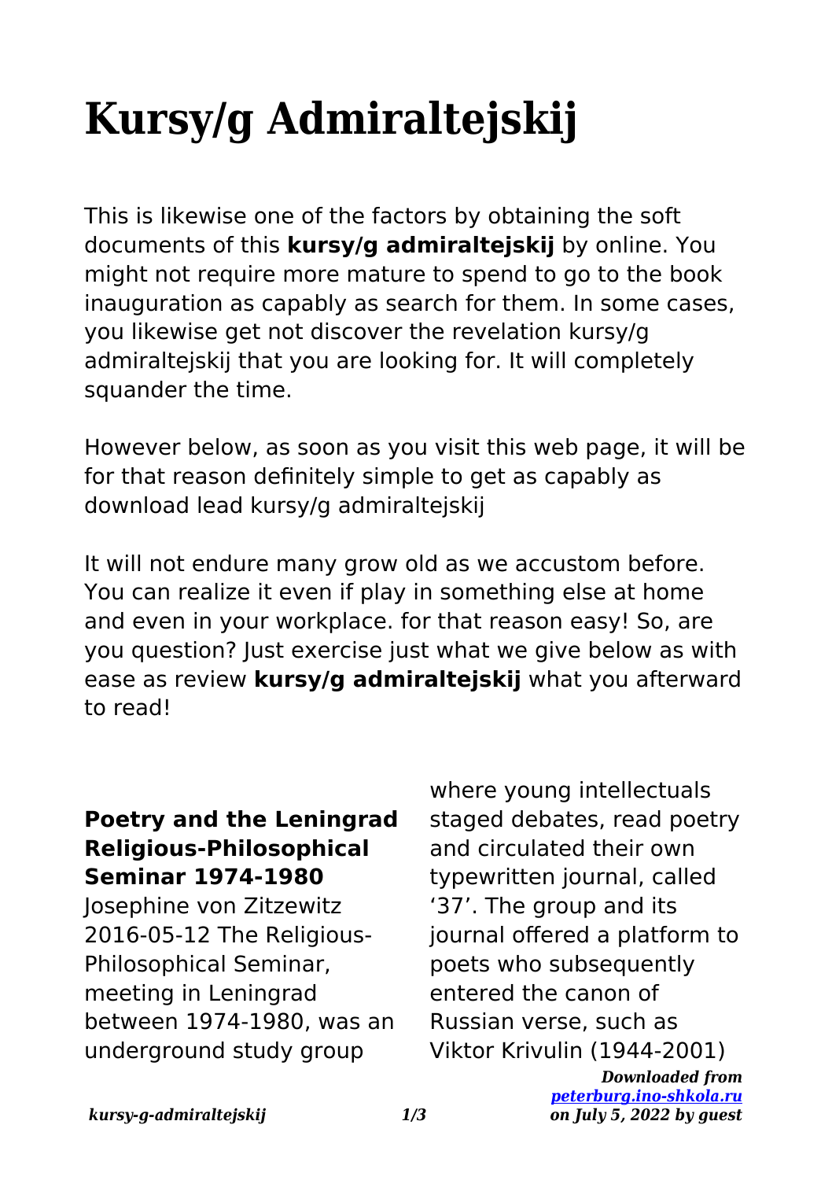# Kursy/g Admiraltejskij

This is likewise one of the factors by obtaining the soft documents of this **kursy/g admiraltejskij** by online. You might not require more mature to spend to go to the book inauguration as capably as search for them. In some cases, you likewise get not discover the revelation kursy/g admiraltejskij that you are looking for. It will completely squander the time.

However below, as soon as you visit this web page, it will be for that reason definitely simple to get as capably as download lead kursy/g admiraltejskij

It will not endure many grow old as we accustom before. You can realize it even if play in something else at home and even in your workplace. for that reason easy! So, are you question? Just exercise just what we give below as with ease as review **kursy/g admiraltejskij** what you afterward to read!

### Poetry and the Leningrad Religious-Philosophical Seminar 1974-1980

Josephine von Zitzewitz 2016-05-12 The Religious-Philosophical Seminar, meeting in Leningrad between 1974-1980, was an underground study group where young intellectuals staged debates, read poetry and circulated their own typewritten journal, called '37'. The group and its journal offered a platform to poets who subsequently entered the canon of Russian verse, such as Viktor Krivulin (1944-2001)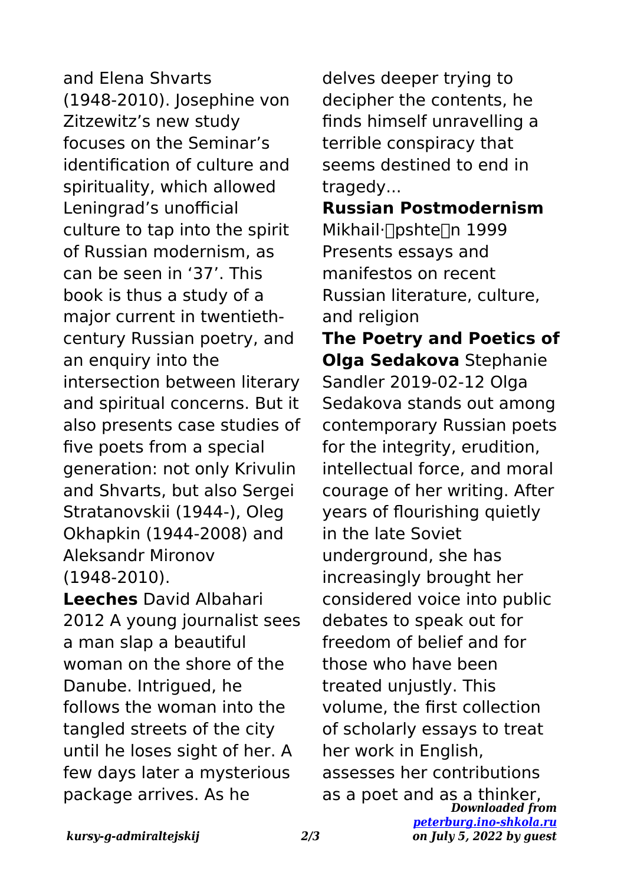and Elena Shvarts (1948-2010). Josephine von Zitzewitz's new study focuses on the Seminar's identification of culture and spirituality, which allowed Leningrad's unofficial culture to tap into the spirit of Russian modernism, as can be seen in '37'. This book is thus a study of a major current in twentieth-century Russian poetry, and an enquiry into the intersection between literary and spiritual concerns. But it also presents case studies of five poets from a special generation: not only Krivulin and Shvarts, but also Sergei Stratanovskii (1944-), Oleg Okhapkin (1944-2008) and Aleksandr Mironov (1948-2010).

**Leeches** David Albahari 2012 A young journalist sees a man slap a beautiful woman on the shore of the Danube. Intrigued, he follows the woman into the tangled streets of the city until he loses sight of her. A few days later a mysterious package arrives. As he delves deeper trying to decipher the contents, he finds himself unravelling a terrible conspiracy that seems destined to end in tragedy...

**Russian Postmodernism** Mikhail·�pshte�n 1999 Presents essays and manifestos on recent Russian literature, culture, and religion

**The Poetry and Poetics of Olga Sedakova** Stephanie Sandler 2019-02-12 Olga Sedakova stands out among contemporary Russian poets for the integrity, erudition, intellectual force, and moral courage of her writing. After years of flourishing quietly in the late Soviet underground, she has increasingly brought her considered voice into public debates to speak out for freedom of belief and for those who have been treated unjustly. This volume, the first collection of scholarly essays to treat her work in English, assesses her contributions as a poet and as a thinker,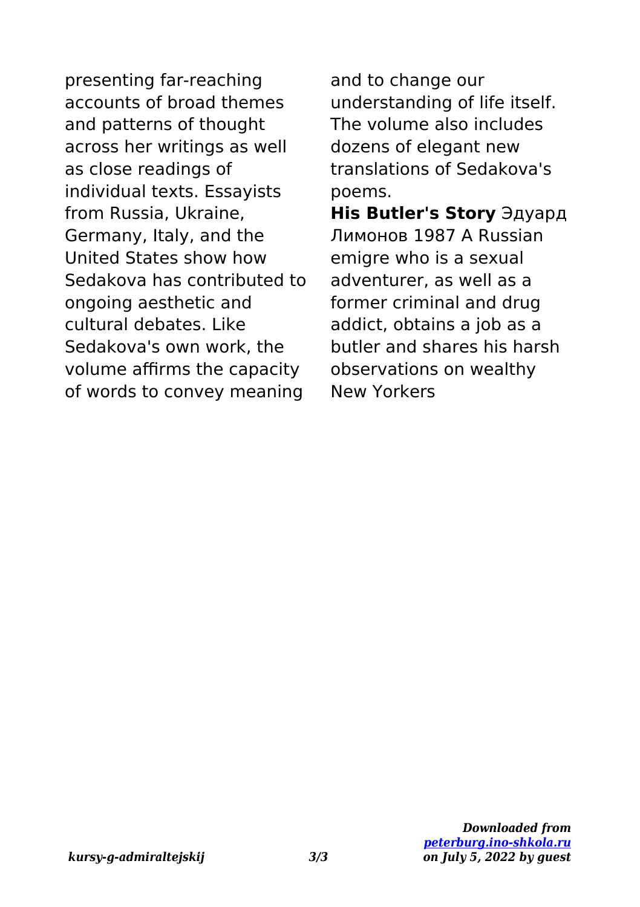presenting far-reaching accounts of broad themes and patterns of thought across her writings as well as close readings of individual texts. Essayists from Russia, Ukraine, Germany, Italy, and the United States show how Sedakova has contributed to ongoing aesthetic and cultural debates. Like Sedakova's own work, the volume affirms the capacity of words to convey meaning and to change our understanding of life itself. The volume also includes dozens of elegant new translations of Sedakova's poems.

**His Butler's Story** Эдуард Лимонов 1987 A Russian emigre who is a sexual adventurer, as well as a former criminal and drug addict, obtains a job as a butler and shares his harsh observations on wealthy New Yorkers